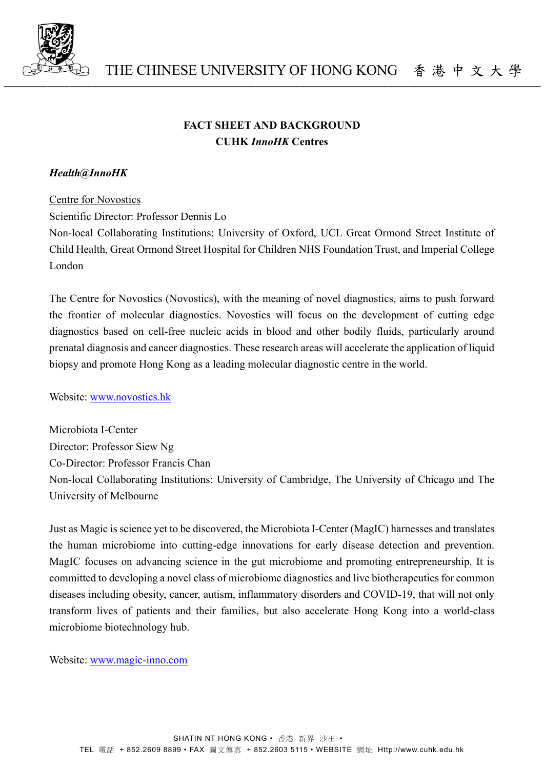THE CHINESE UNIVERSITY OF HONG KONG 香港中文大學

# FACT SHEET AND BACKGROUND
## CUHK *InnoHK* Centres

### *Health@InnoHK*

Centre for Novostics

Scientific Director: Professor Dennis Lo

Non-local Collaborating Institutions: University of Oxford, UCL Great Ormond Street Institute of Child Health, Great Ormond Street Hospital for Children NHS Foundation Trust, and Imperial College London

The Centre for Novostics (Novostics), with the meaning of novel diagnostics, aims to push forward the frontier of molecular diagnostics. Novostics will focus on the development of cutting edge diagnostics based on cell-free nucleic acids in blood and other bodily fluids, particularly around prenatal diagnosis and cancer diagnostics. These research areas will accelerate the application of liquid biopsy and promote Hong Kong as a leading molecular diagnostic centre in the world.

Website: [www.novostics.hk](http://www.novostics.hk)

Microbiota I-Center

Director: Professor Siew Ng

Co-Director: Professor Francis Chan

Non-local Collaborating Institutions: University of Cambridge, The University of Chicago and The University of Melbourne

Just as Magic is science yet to be discovered, the Microbiota I-Center (MagIC) harnesses and translates the human microbiome into cutting-edge innovations for early disease detection and prevention. MagIC focuses on advancing science in the gut microbiome and promoting entrepreneurship. It is committed to developing a novel class of microbiome diagnostics and live biotherapeutics for common diseases including obesity, cancer, autism, inflammatory disorders and COVID-19, that will not only transform lives of patients and their families, but also accelerate Hong Kong into a world-class microbiome biotechnology hub.

Website: [www.magic-inno.com](http://www.magic-inno.com)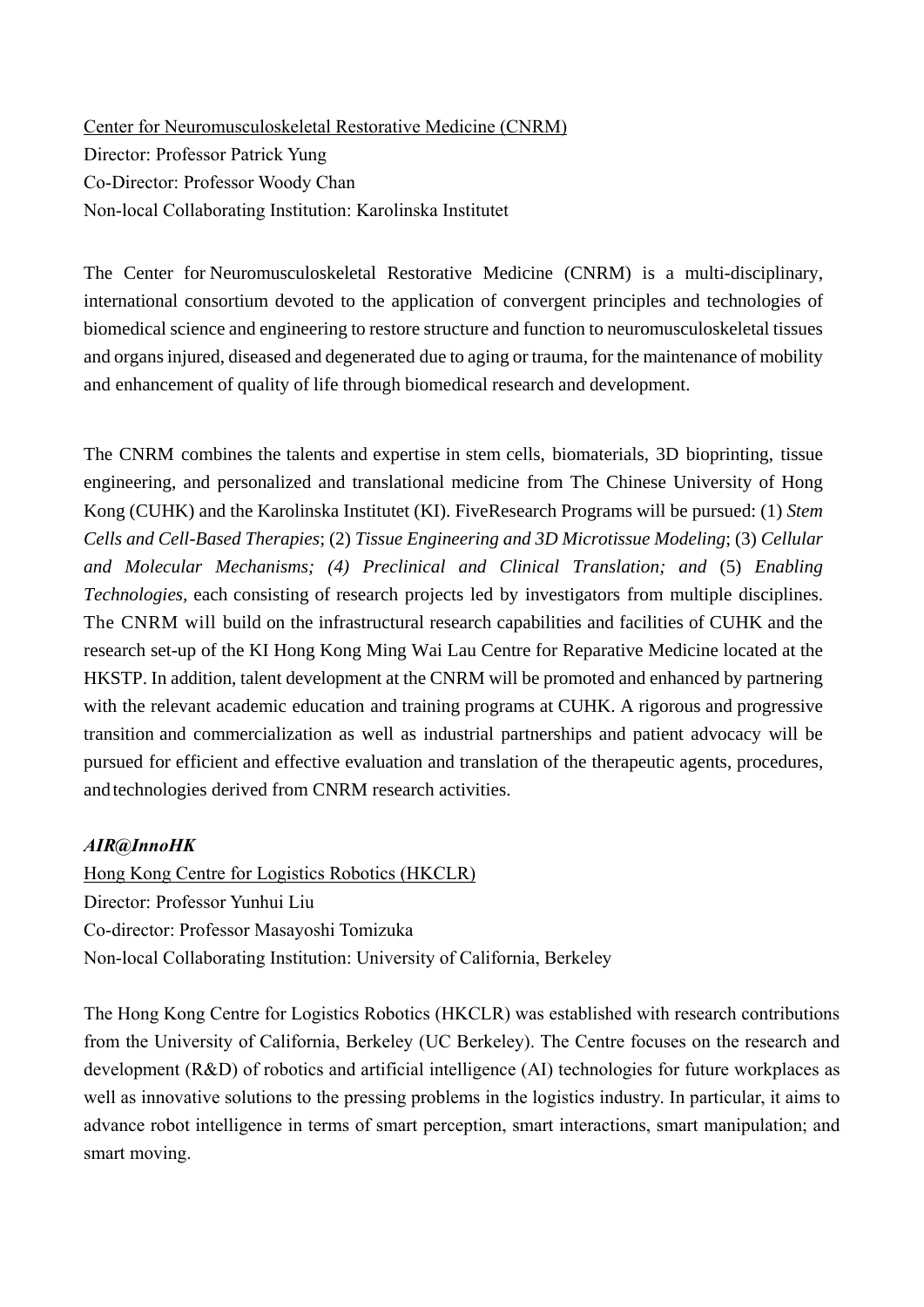<u>Center for Neuromusculoskeletal Restorative Medicine (CNRM)</u>
Director: Professor Patrick Yung
Co-Director: Professor Woody Chan
Non-local Collaborating Institution: Karolinska Institutet

The Center for Neuromusculoskeletal Restorative Medicine (CNRM) is a multi-disciplinary, international consortium devoted to the application of convergent principles and technologies of biomedical science and engineering to restore structure and function to neuromusculoskeletal tissues and organs injured, diseased and degenerated due to aging or trauma, for the maintenance of mobility and enhancement of quality of life through biomedical research and development.

The CNRM combines the talents and expertise in stem cells, biomaterials, 3D bioprinting, tissue engineering, and personalized and translational medicine from The Chinese University of Hong Kong (CUHK) and the Karolinska Institutet (KI). FiveResearch Programs will be pursued: (1) *Stem Cells and Cell-Based Therapies*; (2) *Tissue Engineering and 3D Microtissue Modeling*; (3) *Cellular and Molecular Mechanisms; (4) Preclinical and Clinical Translation; and* (5) *Enabling Technologies,* each consisting of research projects led by investigators from multiple disciplines. The CNRM will build on the infrastructural research capabilities and facilities of CUHK and the research set-up of the KI Hong Kong Ming Wai Lau Centre for Reparative Medicine located at the HKSTP. In addition, talent development at the CNRM will be promoted and enhanced by partnering with the relevant academic education and training programs at CUHK. A rigorous and progressive transition and commercialization as well as industrial partnerships and patient advocacy will be pursued for efficient and effective evaluation and translation of the therapeutic agents, procedures, and technologies derived from CNRM research activities.

***AIR@InnoHK***

<u>Hong Kong Centre for Logistics Robotics (HKCLR)</u>
Director: Professor Yunhui Liu
Co-director: Professor Masayoshi Tomizuka
Non-local Collaborating Institution: University of California, Berkeley

The Hong Kong Centre for Logistics Robotics (HKCLR) was established with research contributions from the University of California, Berkeley (UC Berkeley). The Centre focuses on the research and development (R&D) of robotics and artificial intelligence (AI) technologies for future workplaces as well as innovative solutions to the pressing problems in the logistics industry. In particular, it aims to advance robot intelligence in terms of smart perception, smart interactions, smart manipulation; and smart moving.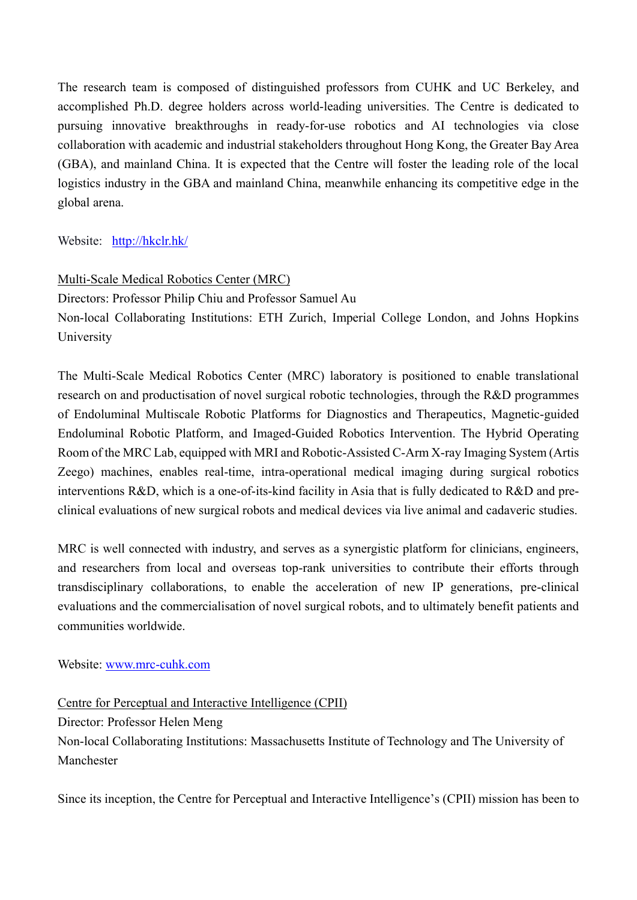The research team is composed of distinguished professors from CUHK and UC Berkeley, and accomplished Ph.D. degree holders across world-leading universities. The Centre is dedicated to pursuing innovative breakthroughs in ready-for-use robotics and AI technologies via close collaboration with academic and industrial stakeholders throughout Hong Kong, the Greater Bay Area (GBA), and mainland China. It is expected that the Centre will foster the leading role of the local logistics industry in the GBA and mainland China, meanwhile enhancing its competitive edge in the global arena.

Website: [http://hkclr.hk/](http://hkclr.hk/)

Multi-Scale Medical Robotics Center (MRC)

Directors: Professor Philip Chiu and Professor Samuel Au

Non-local Collaborating Institutions: ETH Zurich, Imperial College London, and Johns Hopkins University

The Multi-Scale Medical Robotics Center (MRC) laboratory is positioned to enable translational research on and productisation of novel surgical robotic technologies, through the R&D programmes of Endoluminal Multiscale Robotic Platforms for Diagnostics and Therapeutics, Magnetic-guided Endoluminal Robotic Platform, and Imaged-Guided Robotics Intervention. The Hybrid Operating Room of the MRC Lab, equipped with MRI and Robotic-Assisted C-Arm X-ray Imaging System (Artis Zeego) machines, enables real-time, intra-operational medical imaging during surgical robotics interventions R&D, which is a one-of-its-kind facility in Asia that is fully dedicated to R&D and pre-clinical evaluations of new surgical robots and medical devices via live animal and cadaveric studies.

MRC is well connected with industry, and serves as a synergistic platform for clinicians, engineers, and researchers from local and overseas top-rank universities to contribute their efforts through transdisciplinary collaborations, to enable the acceleration of new IP generations, pre-clinical evaluations and the commercialisation of novel surgical robots, and to ultimately benefit patients and communities worldwide.

Website: [www.mrc-cuhk.com](www.mrc-cuhk.com)

Centre for Perceptual and Interactive Intelligence (CPII)

Director: Professor Helen Meng

Non-local Collaborating Institutions: Massachusetts Institute of Technology and The University of Manchester

Since its inception, the Centre for Perceptual and Interactive Intelligence's (CPII) mission has been to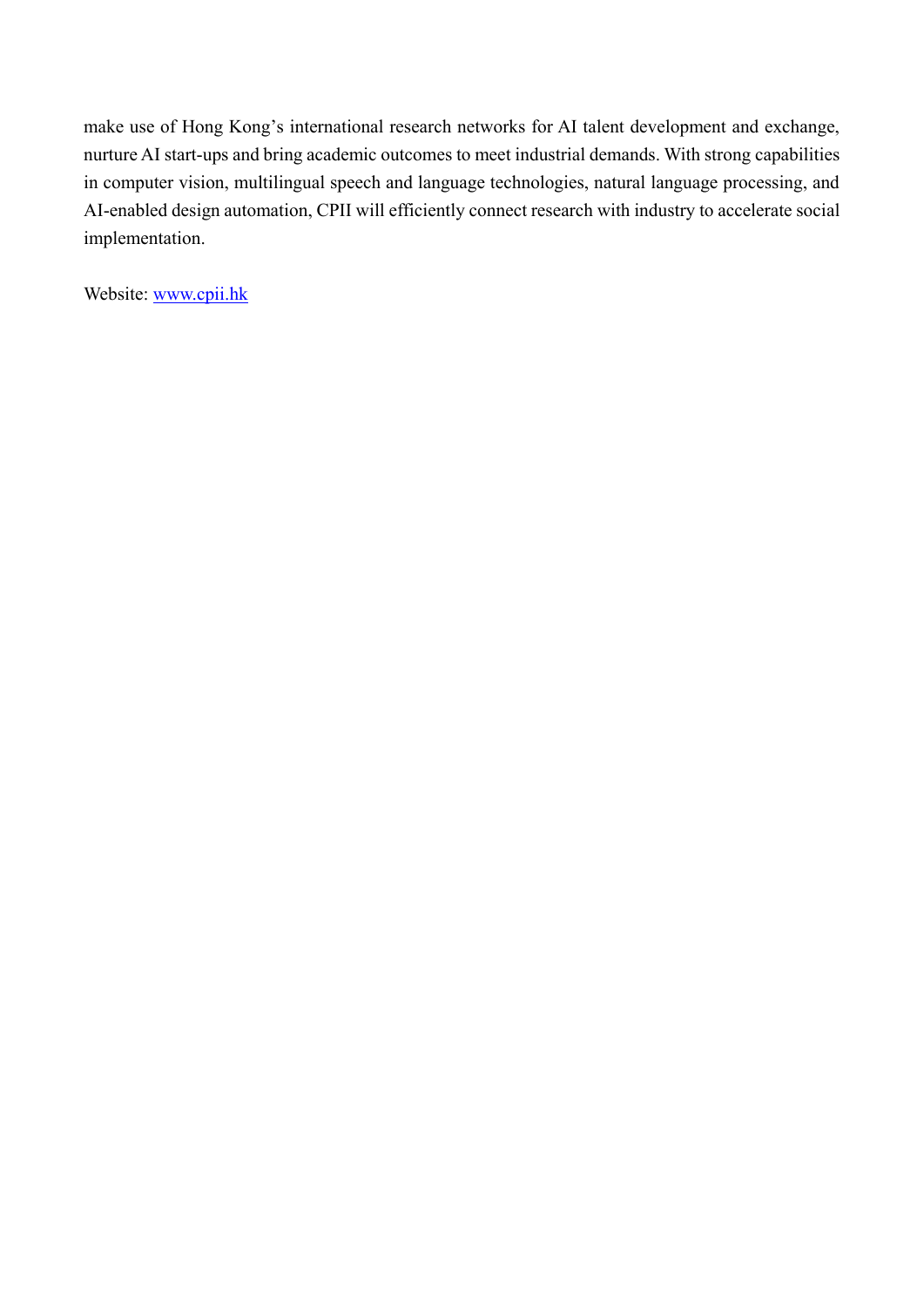make use of Hong Kong's international research networks for AI talent development and exchange, nurture AI start-ups and bring academic outcomes to meet industrial demands. With strong capabilities in computer vision, multilingual speech and language technologies, natural language processing, and AI-enabled design automation, CPII will efficiently connect research with industry to accelerate social implementation.

Website: [www.cpii.hk](http://www.cpii.hk)